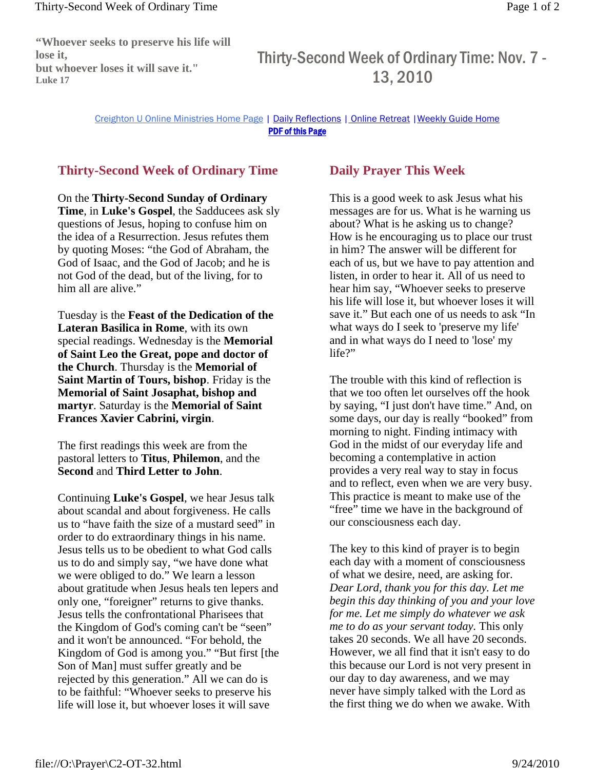**"Whoever seeks to preserve his life will lose it,**
**but whoever loses it will save it."**
**Luke 17**

# Thirty-Second Week of Ordinary Time: Nov. 7 - 13, 2010

Creighton U Online Ministries Home Page | Daily Reflections | Online Retreat | Weekly Guide Home
**PDF of this Page**

## Thirty-Second Week of Ordinary Time

On the **Thirty-Second Sunday of Ordinary Time**, in **Luke's Gospel**, the Sadducees ask sly questions of Jesus, hoping to confuse him on the idea of a Resurrection. Jesus refutes them by quoting Moses: "the God of Abraham, the God of Isaac, and the God of Jacob; and he is not God of the dead, but of the living, for to him all are alive."

Tuesday is the **Feast of the Dedication of the Lateran Basilica in Rome**, with its own special readings. Wednesday is the **Memorial of Saint Leo the Great, pope and doctor of the Church**. Thursday is the **Memorial of Saint Martin of Tours, bishop**. Friday is the **Memorial of Saint Josaphat, bishop and martyr**. Saturday is the **Memorial of Saint Frances Xavier Cabrini, virgin**.

The first readings this week are from the pastoral letters to **Titus**, **Philemon**, and the **Second** and **Third Letter to John**.

Continuing **Luke's Gospel**, we hear Jesus talk about scandal and about forgiveness. He calls us to "have faith the size of a mustard seed" in order to do extraordinary things in his name. Jesus tells us to be obedient to what God calls us to do and simply say, "we have done what we were obliged to do." We learn a lesson about gratitude when Jesus heals ten lepers and only one, "foreigner" returns to give thanks. Jesus tells the confrontational Pharisees that the Kingdom of God's coming can't be "seen" and it won't be announced. "For behold, the Kingdom of God is among you." "But first [the Son of Man] must suffer greatly and be rejected by this generation." All we can do is to be faithful: "Whoever seeks to preserve his life will lose it, but whoever loses it will save

## Daily Prayer This Week

This is a good week to ask Jesus what his messages are for us. What is he warning us about? What is he asking us to change? How is he encouraging us to place our trust in him? The answer will be different for each of us, but we have to pay attention and listen, in order to hear it. All of us need to hear him say, "Whoever seeks to preserve his life will lose it, but whoever loses it will save it." But each one of us needs to ask "In what ways do I seek to 'preserve my life' and in what ways do I need to 'lose' my life?"

The trouble with this kind of reflection is that we too often let ourselves off the hook by saying, "I just don't have time." And, on some days, our day is really "booked" from morning to night. Finding intimacy with God in the midst of our everyday life and becoming a contemplative in action provides a very real way to stay in focus and to reflect, even when we are very busy. This practice is meant to make use of the "free" time we have in the background of our consciousness each day.

The key to this kind of prayer is to begin each day with a moment of consciousness of what we desire, need, are asking for. *Dear Lord, thank you for this day. Let me begin this day thinking of you and your love for me. Let me simply do whatever we ask me to do as your servant today.* This only takes 20 seconds. We all have 20 seconds. However, we all find that it isn't easy to do this because our Lord is not very present in our day to day awareness, and we may never have simply talked with the Lord as the first thing we do when we awake. With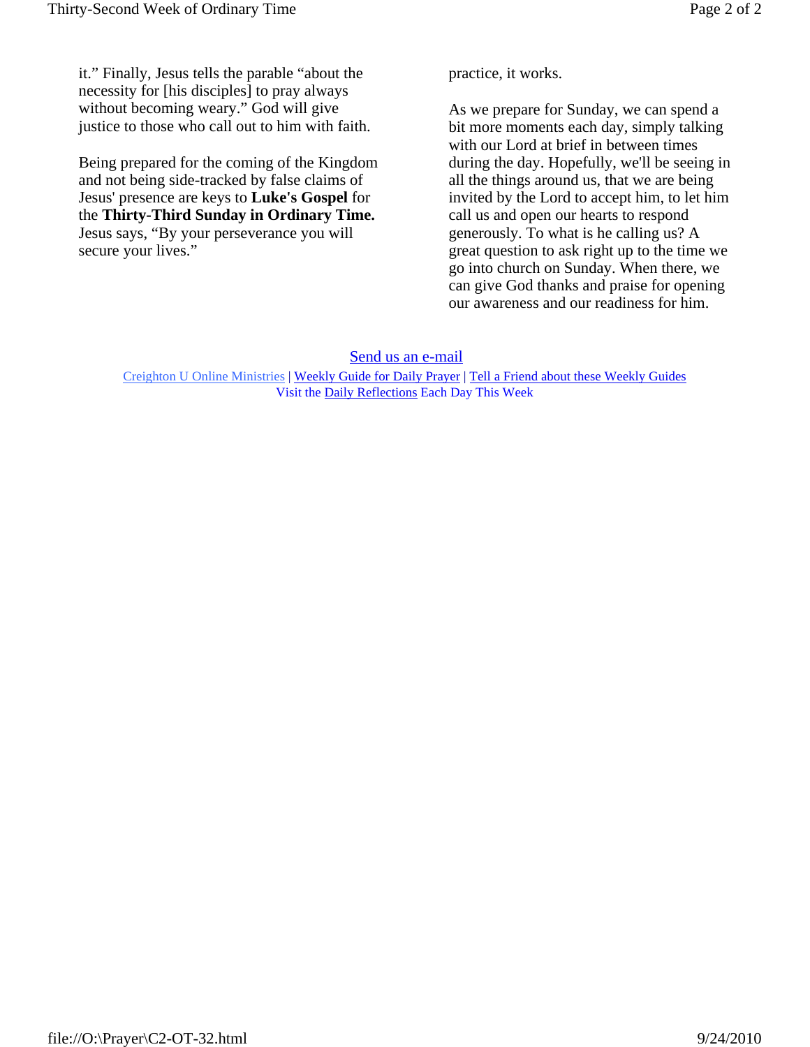it." Finally, Jesus tells the parable "about the necessity for [his disciples] to pray always without becoming weary." God will give justice to those who call out to him with faith.

Being prepared for the coming of the Kingdom and not being side-tracked by false claims of Jesus' presence are keys to **Luke's Gospel** for the **Thirty-Third Sunday in Ordinary Time.** Jesus says, "By your perseverance you will secure your lives."

practice, it works.

As we prepare for Sunday, we can spend a bit more moments each day, simply talking with our Lord at brief in between times during the day. Hopefully, we'll be seeing in all the things around us, that we are being invited by the Lord to accept him, to let him call us and open our hearts to respond generously. To what is he calling us? A great question to ask right up to the time we go into church on Sunday. When there, we can give God thanks and praise for opening our awareness and our readiness for him.

Send us an e-mail

Creighton U Online Ministries | Weekly Guide for Daily Prayer | Tell a Friend about these Weekly Guides
Visit the Daily Reflections Each Day This Week